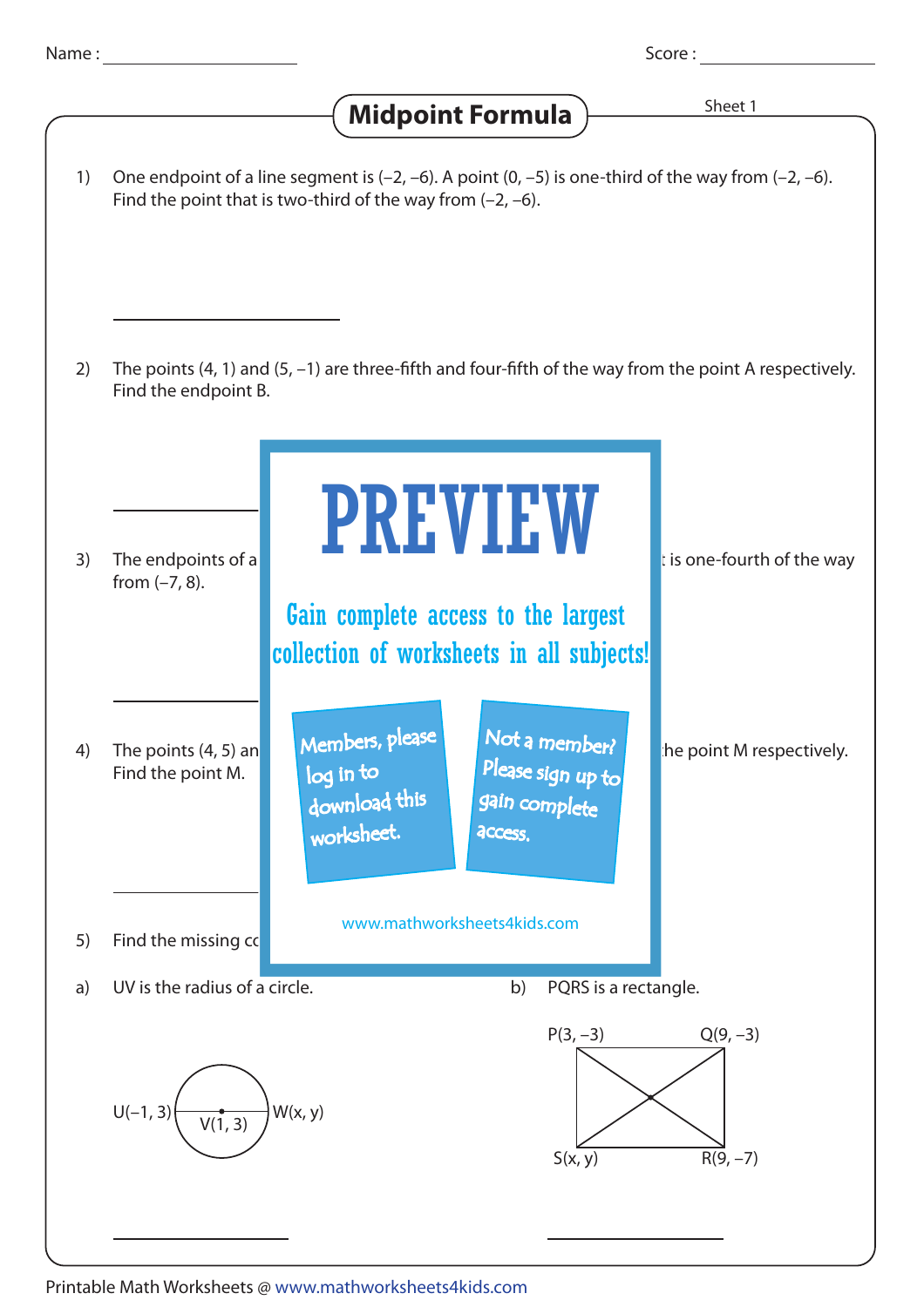Name : ____________  Score : ____________

# Midpoint Formula

Sheet 1

1) One endpoint of a line segment is (–2, –6). A point (0, –5) is one-third of the way from (–2, –6). Find the point that is two-third of the way from (–2, –6).

______________________

2) The points (4, 1) and (5, –1) are three-fifth and four-fifth of the way from the point A respectively. Find the endpoint B.

______________________

PREVIEW

Gain complete access to the largest collection of worksheets in all subjects!

Members, please log in to download this worksheet.

Not a member? Please sign up to gain complete access.

www.mathworksheets4kids.com

3) The endpoints of a … is one-fourth of the way from (–7, 8).

______________________

4) The points (4, 5) an… the point M respectively. Find the point M.

______________________

5) Find the missing c…

a) UV is the radius of a circle.

U(–1, 3)

V(1, 3)

W(x, y)

______________________

b) PQRS is a rectangle.

P(3, –3)

Q(9, –3)

S(x, y)

R(9, –7)

______________________

Printable Math Worksheets @ www.mathworksheets4kids.com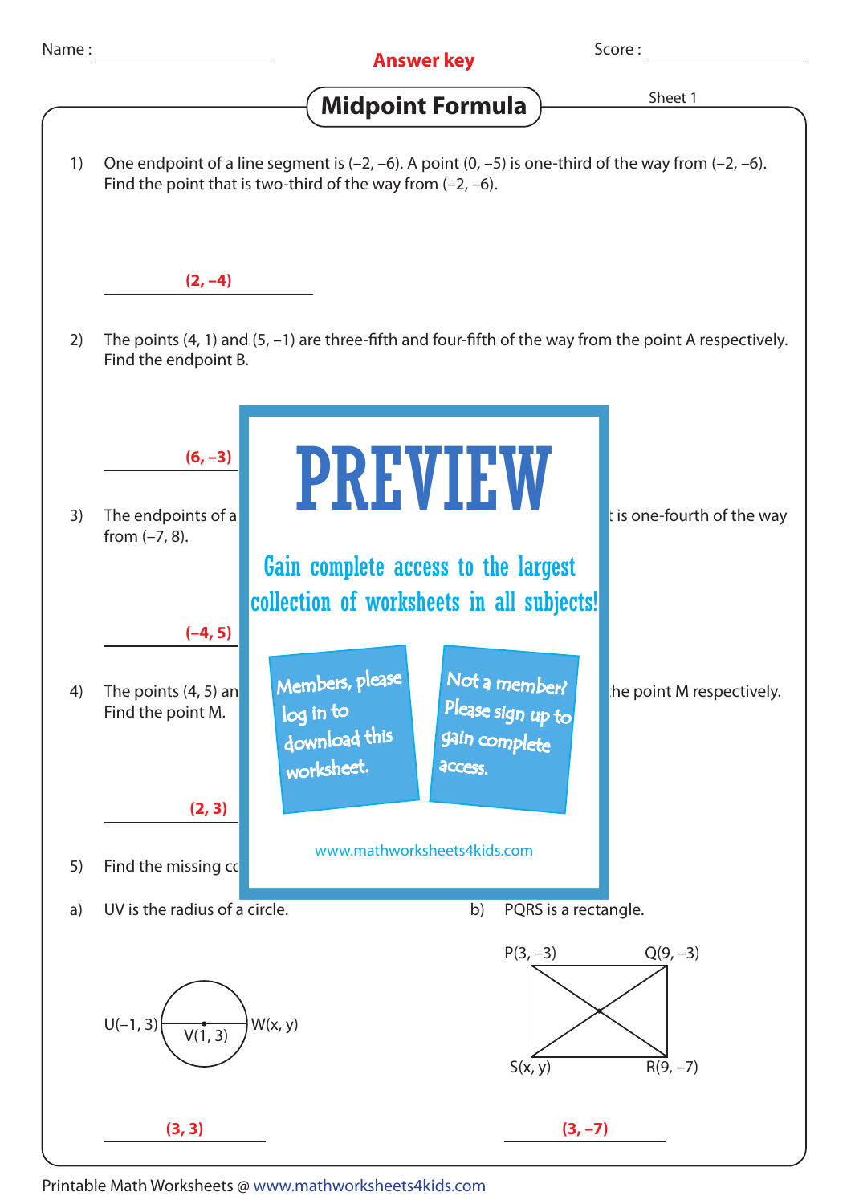Name : ____________ **Answer key** Score : ____________

# Midpoint Formula

Sheet 1

1) One endpoint of a line segment is (–2, –6). A point (0, –5) is one-third of the way from (–2, –6). Find the point that is two-third of the way from (–2, –6).

**(2, –4)**

2) The points (4, 1) and (5, –1) are three-fifth and four-fifth of the way from the point A respectively. Find the endpoint B.

**(6, –3)**

3) The endpoints of a ... t is one-fourth of the way from (–7, 8).

**(–4, 5)**

4) The points (4, 5) an... he point M respectively. Find the point M.

**(2, 3)**

5) Find the missing co...

PREVIEW

Gain complete access to the largest collection of worksheets in all subjects!

Members, please log in to download this worksheet.

Not a member? Please sign up to gain complete access.

www.mathworksheets4kids.com

a) UV is the radius of a circle.

U(–1, 3)

V(1, 3)

W(x, y)

**(3, 3)**

b) PQRS is a rectangle.

P(3, –3)

Q(9, –3)

S(x, y)

R(9, –7)

**(3, –7)**

Printable Math Worksheets @ www.mathworksheets4kids.com